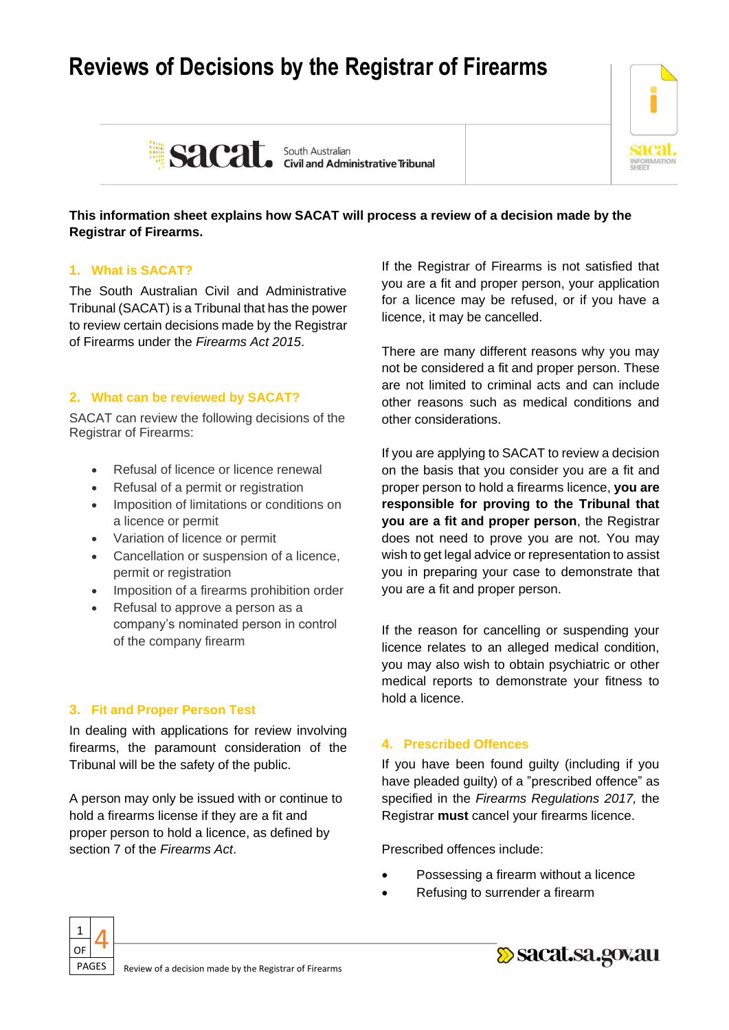# Reviews of Decisions by the Registrar of Firearms

sacat. South Australian Civil and Administrative Tribunal

**This information sheet explains how SACAT will process a review of a decision made by the Registrar of Firearms.**

## 1. What is SACAT?

The South Australian Civil and Administrative Tribunal (SACAT) is a Tribunal that has the power to review certain decisions made by the Registrar of Firearms under the *Firearms Act 2015*.

## 2. What can be reviewed by SACAT?

SACAT can review the following decisions of the Registrar of Firearms:

- Refusal of licence or licence renewal
- Refusal of a permit or registration
- Imposition of limitations or conditions on a licence or permit
- Variation of licence or permit
- Cancellation or suspension of a licence, permit or registration
- Imposition of a firearms prohibition order
- Refusal to approve a person as a company's nominated person in control of the company firearm

## 3. Fit and Proper Person Test

In dealing with applications for review involving firearms, the paramount consideration of the Tribunal will be the safety of the public.

A person may only be issued with or continue to hold a firearms license if they are a fit and proper person to hold a licence, as defined by section 7 of the *Firearms Act*.

If the Registrar of Firearms is not satisfied that you are a fit and proper person, your application for a licence may be refused, or if you have a licence, it may be cancelled.

There are many different reasons why you may not be considered a fit and proper person. These are not limited to criminal acts and can include other reasons such as medical conditions and other considerations.

If you are applying to SACAT to review a decision on the basis that you consider you are a fit and proper person to hold a firearms licence, **you are responsible for proving to the Tribunal that you are a fit and proper person**, the Registrar does not need to prove you are not. You may wish to get legal advice or representation to assist you in preparing your case to demonstrate that you are a fit and proper person.

If the reason for cancelling or suspending your licence relates to an alleged medical condition, you may also wish to obtain psychiatric or other medical reports to demonstrate your fitness to hold a licence.

## 4. Prescribed Offences

If you have been found guilty (including if you have pleaded guilty) of a "prescribed offence" as specified in the *Firearms Regulations 2017,* the Registrar **must** cancel your firearms licence.

Prescribed offences include:

- Possessing a firearm without a licence
- Refusing to surrender a firearm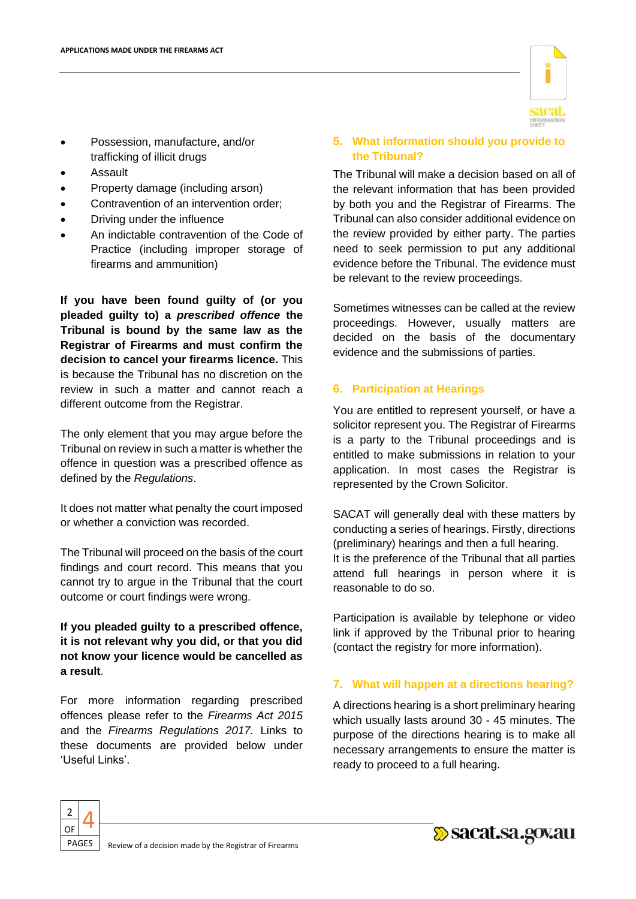- Possession, manufacture, and/or trafficking of illicit drugs
- Assault
- Property damage (including arson)
- Contravention of an intervention order;
- Driving under the influence
- An indictable contravention of the Code of Practice (including improper storage of firearms and ammunition)

**If you have been found guilty of (or you pleaded guilty to) a *prescribed offence* the Tribunal is bound by the same law as the Registrar of Firearms and must confirm the decision to cancel your firearms licence.** This is because the Tribunal has no discretion on the review in such a matter and cannot reach a different outcome from the Registrar.

The only element that you may argue before the Tribunal on review in such a matter is whether the offence in question was a prescribed offence as defined by the *Regulations*.

It does not matter what penalty the court imposed or whether a conviction was recorded.

The Tribunal will proceed on the basis of the court findings and court record. This means that you cannot try to argue in the Tribunal that the court outcome or court findings were wrong.

**If you pleaded guilty to a prescribed offence, it is not relevant why you did, or that you did not know your licence would be cancelled as a result**.

For more information regarding prescribed offences please refer to the *Firearms Act 2015* and the *Firearms Regulations 2017.* Links to these documents are provided below under 'Useful Links'.

## 5. What information should you provide to the Tribunal?

The Tribunal will make a decision based on all of the relevant information that has been provided by both you and the Registrar of Firearms. The Tribunal can also consider additional evidence on the review provided by either party. The parties need to seek permission to put any additional evidence before the Tribunal. The evidence must be relevant to the review proceedings.

Sometimes witnesses can be called at the review proceedings. However, usually matters are decided on the basis of the documentary evidence and the submissions of parties.

## 6. Participation at Hearings

You are entitled to represent yourself, or have a solicitor represent you. The Registrar of Firearms is a party to the Tribunal proceedings and is entitled to make submissions in relation to your application. In most cases the Registrar is represented by the Crown Solicitor.

SACAT will generally deal with these matters by conducting a series of hearings. Firstly, directions (preliminary) hearings and then a full hearing.
It is the preference of the Tribunal that all parties attend full hearings in person where it is reasonable to do so.

Participation is available by telephone or video link if approved by the Tribunal prior to hearing (contact the registry for more information).

## 7. What will happen at a directions hearing?

A directions hearing is a short preliminary hearing which usually lasts around 30 - 45 minutes. The purpose of the directions hearing is to make all necessary arrangements to ensure the matter is ready to proceed to a full hearing.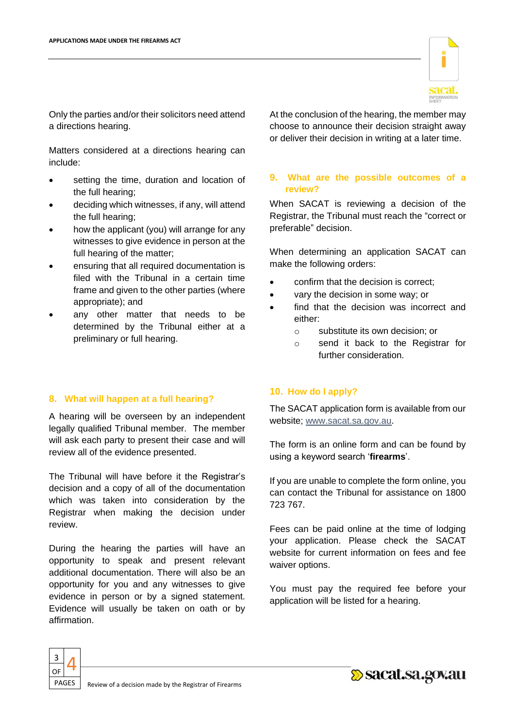Only the parties and/or their solicitors need attend a directions hearing.

Matters considered at a directions hearing can include:

- setting the time, duration and location of the full hearing;
- deciding which witnesses, if any, will attend the full hearing;
- how the applicant (you) will arrange for any witnesses to give evidence in person at the full hearing of the matter;
- ensuring that all required documentation is filed with the Tribunal in a certain time frame and given to the other parties (where appropriate); and
- any other matter that needs to be determined by the Tribunal either at a preliminary or full hearing.

## 8. What will happen at a full hearing?

A hearing will be overseen by an independent legally qualified Tribunal member. The member will ask each party to present their case and will review all of the evidence presented.

The Tribunal will have before it the Registrar's decision and a copy of all of the documentation which was taken into consideration by the Registrar when making the decision under review.

During the hearing the parties will have an opportunity to speak and present relevant additional documentation. There will also be an opportunity for you and any witnesses to give evidence in person or by a signed statement. Evidence will usually be taken on oath or by affirmation.

At the conclusion of the hearing, the member may choose to announce their decision straight away or deliver their decision in writing at a later time.

## 9. What are the possible outcomes of a review?

When SACAT is reviewing a decision of the Registrar, the Tribunal must reach the "correct or preferable" decision.

When determining an application SACAT can make the following orders:

- confirm that the decision is correct;
- vary the decision in some way; or
- find that the decision was incorrect and either:
  - substitute its own decision; or
  - send it back to the Registrar for further consideration.

## 10. How do I apply?

The SACAT application form is available from our website; www.sacat.sa.gov.au.

The form is an online form and can be found by using a keyword search '**firearms**'.

If you are unable to complete the form online, you can contact the Tribunal for assistance on 1800 723 767.

Fees can be paid online at the time of lodging your application. Please check the SACAT website for current information on fees and fee waiver options.

You must pay the required fee before your application will be listed for a hearing.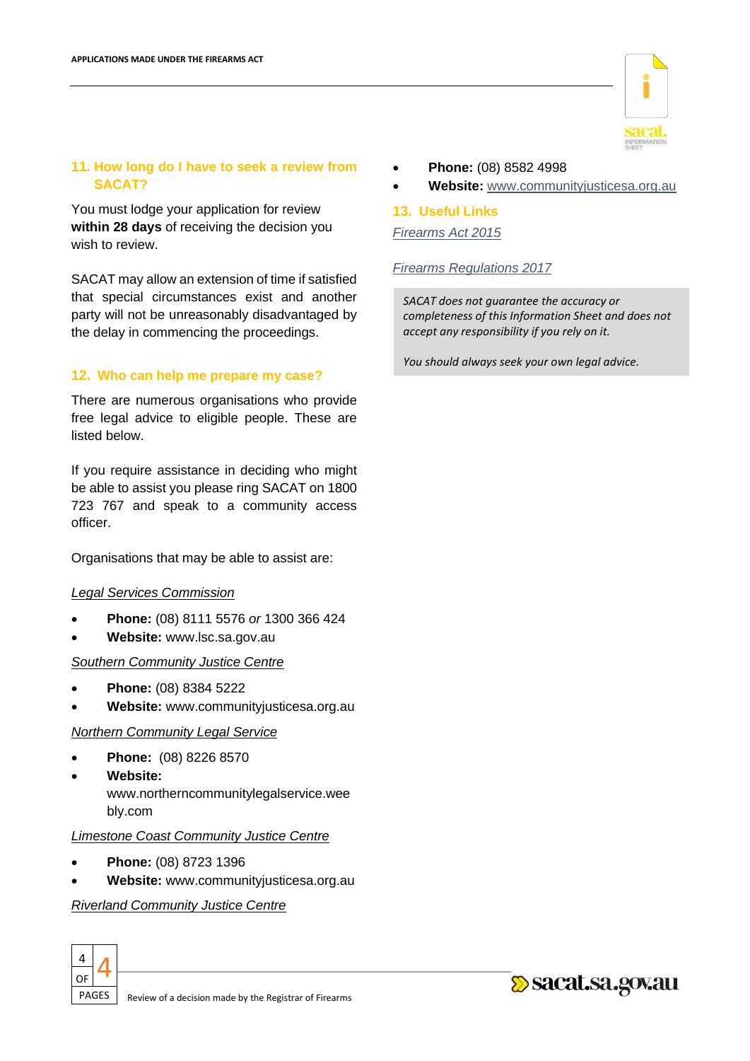## 11. How long do I have to seek a review from SACAT?

You must lodge your application for review **within 28 days** of receiving the decision you wish to review.

SACAT may allow an extension of time if satisfied that special circumstances exist and another party will not be unreasonably disadvantaged by the delay in commencing the proceedings.

## 12. Who can help me prepare my case?

There are numerous organisations who provide free legal advice to eligible people. These are listed below.

If you require assistance in deciding who might be able to assist you please ring SACAT on 1800 723 767 and speak to a community access officer.

Organisations that may be able to assist are:

*Legal Services Commission*

- **Phone:** (08) 8111 5576 *or* 1300 366 424
- **Website:** www.lsc.sa.gov.au

*Southern Community Justice Centre*

- **Phone:** (08) 8384 5222
- **Website:** www.communityjusticesa.org.au

*Northern Community Legal Service*

- **Phone:** (08) 8226 8570
- **Website:** www.northerncommunitylegalservice.weebly.com

*Limestone Coast Community Justice Centre*

- **Phone:** (08) 8723 1396
- **Website:** www.communityjusticesa.org.au

*Riverland Community Justice Centre*

- **Phone:** (08) 8582 4998
- **Website:** www.communityjusticesa.org.au

## 13. Useful Links

*Firearms Act 2015*

*Firearms Regulations 2017*

*SACAT does not guarantee the accuracy or completeness of this Information Sheet and does not accept any responsibility if you rely on it.*

*You should always seek your own legal advice.*